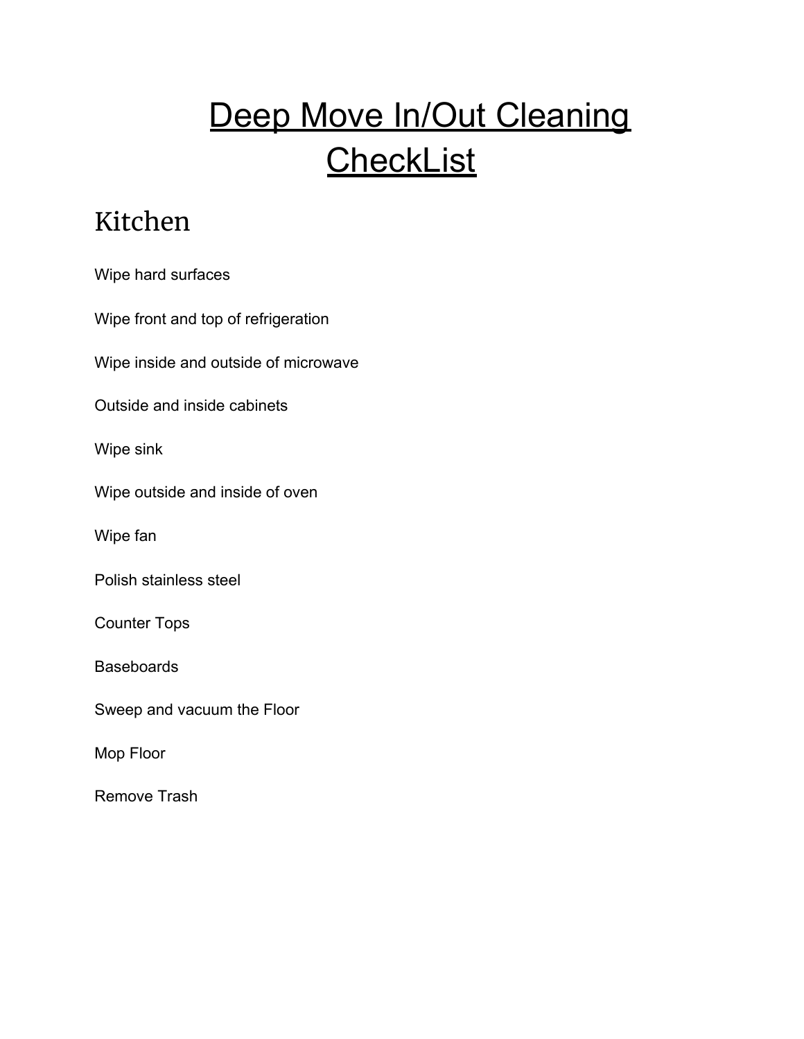# Deep Move In/Out Cleaning CheckList

## Kitchen

Wipe hard surfaces

Wipe front and top of refrigeration

Wipe inside and outside of microwave

Outside and inside cabinets

Wipe sink

Wipe outside and inside of oven

Wipe fan

Polish stainless steel

Counter Tops

Baseboards

Sweep and vacuum the Floor

Mop Floor

Remove Trash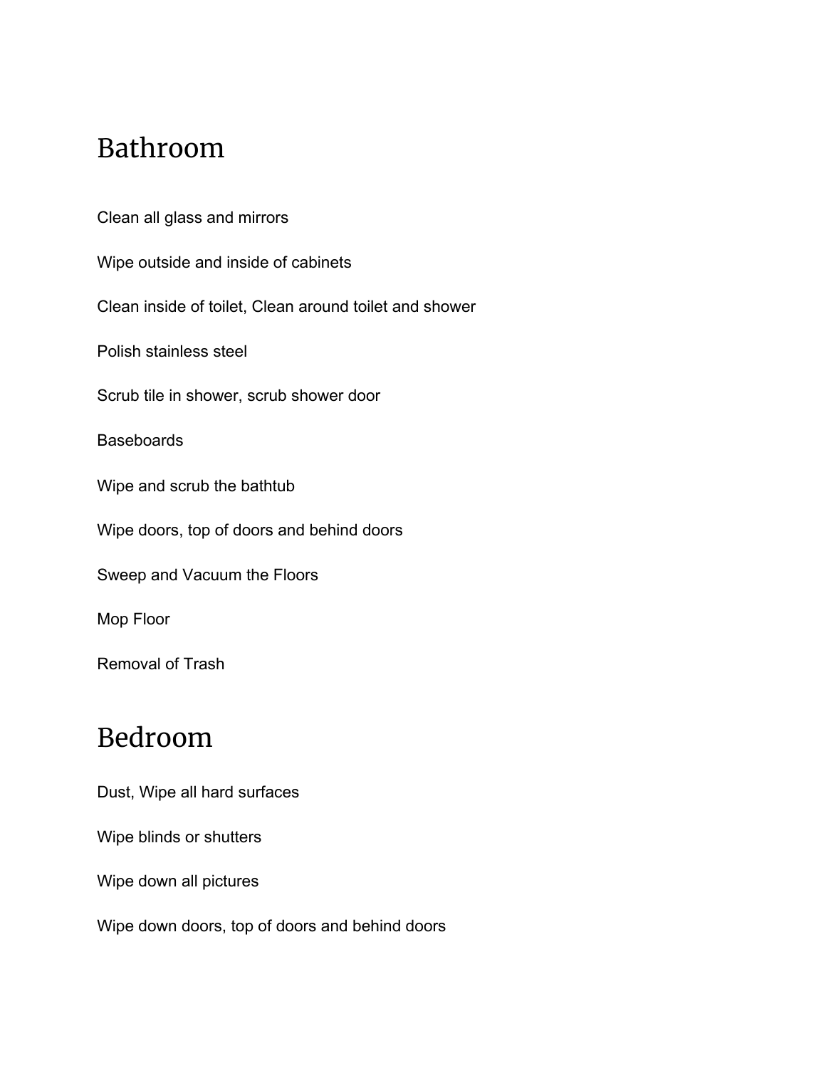# Bathroom

Clean all glass and mirrors

Wipe outside and inside of cabinets

Clean inside of toilet, Clean around toilet and shower

Polish stainless steel

Scrub tile in shower, scrub shower door

Baseboards

Wipe and scrub the bathtub

Wipe doors, top of doors and behind doors

Sweep and Vacuum the Floors

Mop Floor

Removal of Trash

# Bedroom

Dust, Wipe all hard surfaces

Wipe blinds or shutters

Wipe down all pictures

Wipe down doors, top of doors and behind doors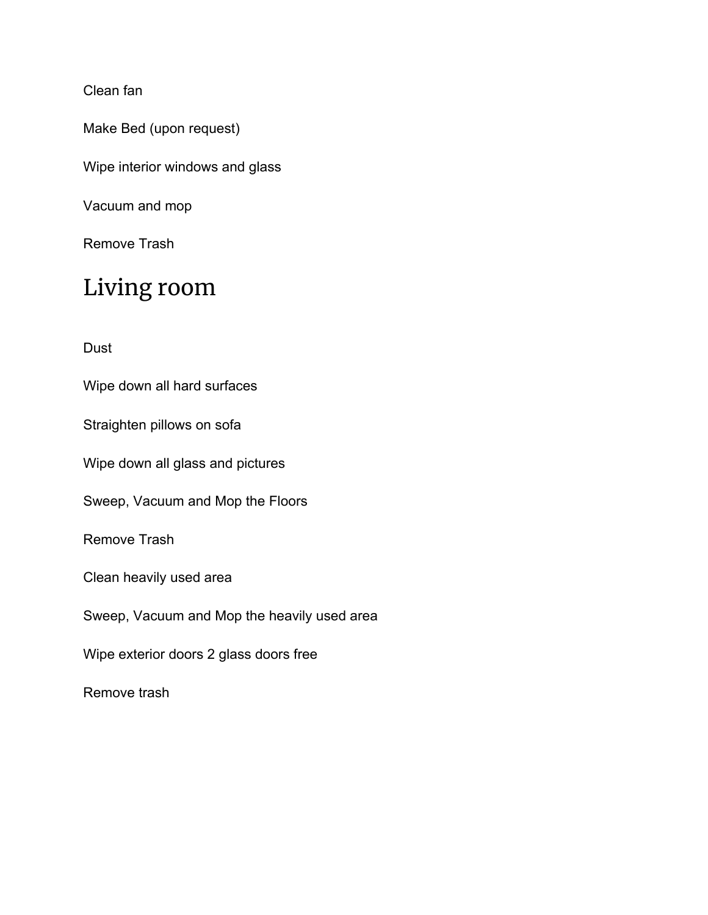Clean fan

Make Bed (upon request)

Wipe interior windows and glass

Vacuum and mop

Remove Trash

# Living room

Dust

Wipe down all hard surfaces

Straighten pillows on sofa

Wipe down all glass and pictures

Sweep, Vacuum and Mop the Floors

Remove Trash

Clean heavily used area

Sweep, Vacuum and Mop the heavily used area

Wipe exterior doors 2 glass doors free

Remove trash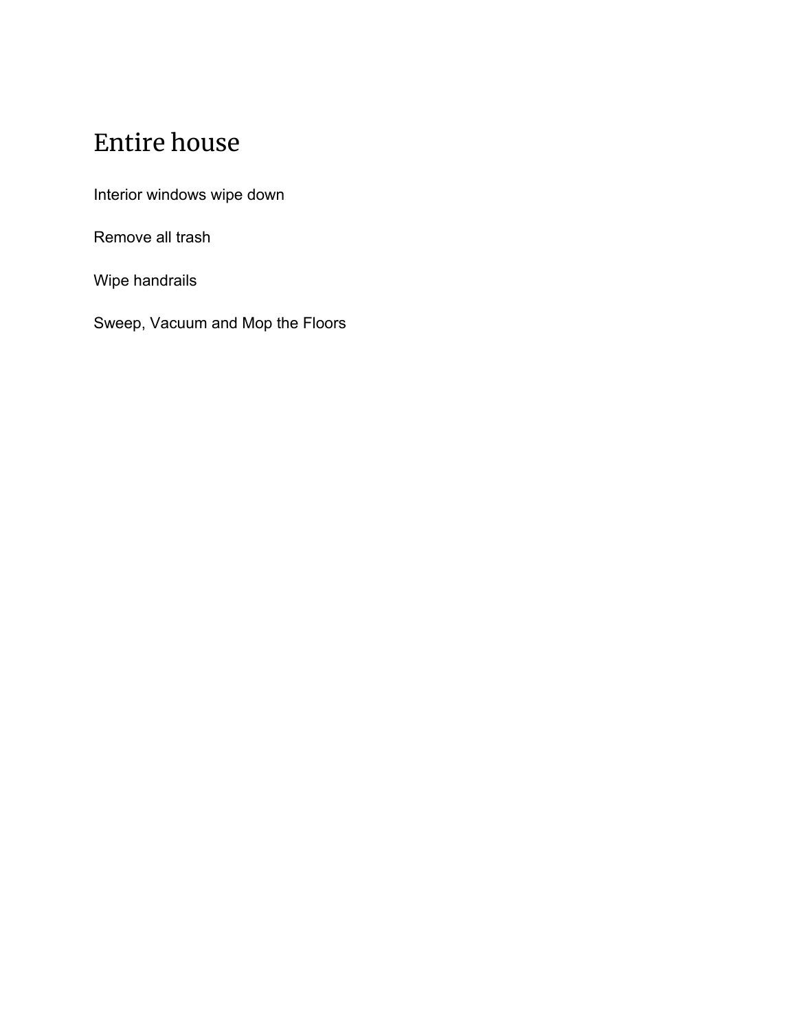# Entire house

Interior windows wipe down

Remove all trash

Wipe handrails

Sweep, Vacuum and Mop the Floors